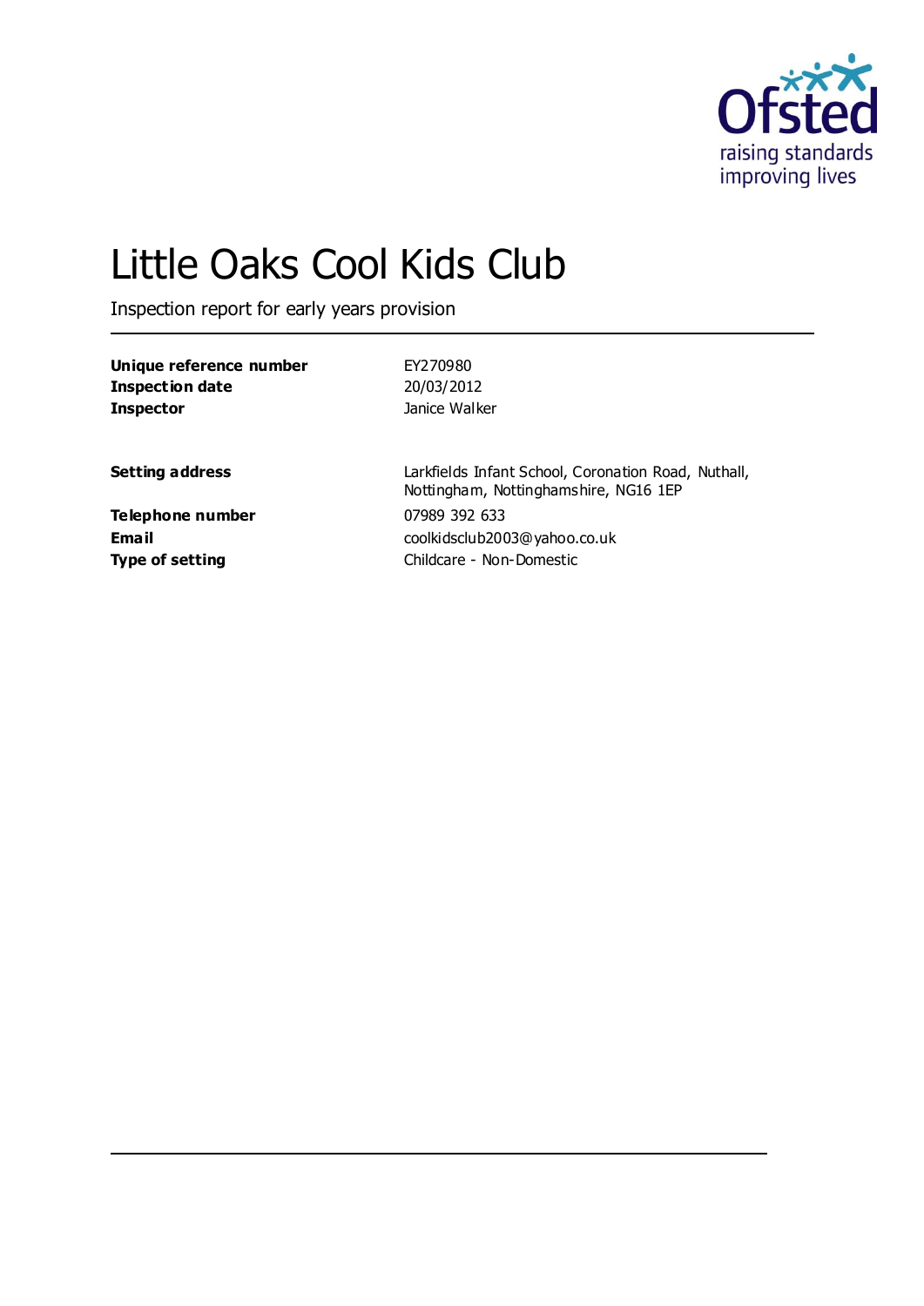# Little Oaks Cool Kids Club

Inspection report for early years provision

| | |
|---|---|
| **Unique reference number** | EY270980 |
| **Inspection date** | 20/03/2012 |
| **Inspector** | Janice Walker |

| | |
|---|---|
| **Setting address** | Larkfields Infant School, Coronation Road, Nuthall, Nottingham, Nottinghamshire, NG16 1EP |
| **Telephone number** | 07989 392 633 |
| **Email** | coolkidsclub2003@yahoo.co.uk |
| **Type of setting** | Childcare - Non-Domestic |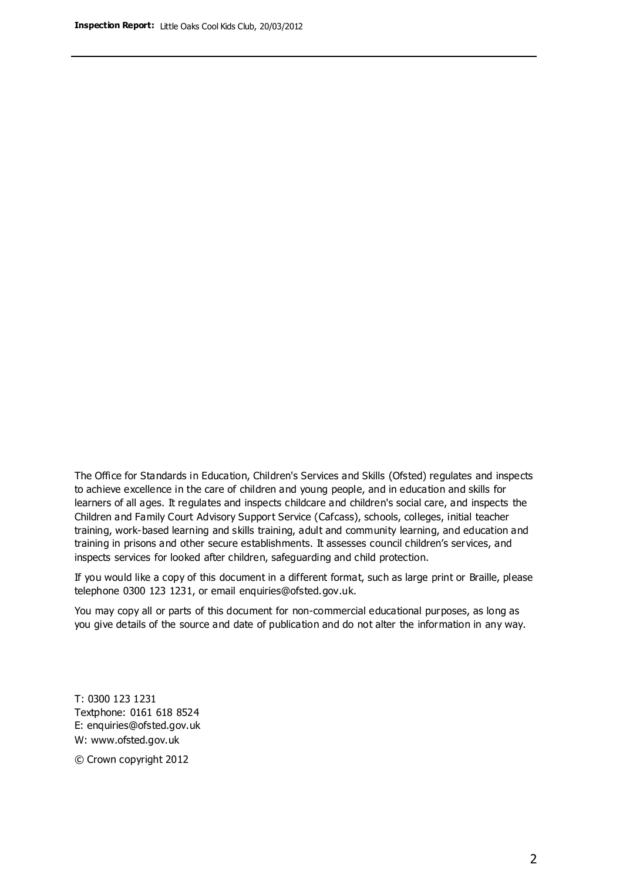The Office for Standards in Education, Children's Services and Skills (Ofsted) regulates and inspects to achieve excellence in the care of children and young people, and in education and skills for learners of all ages. It regulates and inspects childcare and children's social care, and inspects the Children and Family Court Advisory Support Service (Cafcass), schools, colleges, initial teacher training, work-based learning and skills training, adult and community learning, and education and training in prisons and other secure establishments. It assesses council children's services, and inspects services for looked after children, safeguarding and child protection.

If you would like a copy of this document in a different format, such as large print or Braille, please telephone 0300 123 1231, or email enquiries@ofsted.gov.uk.

You may copy all or parts of this document for non-commercial educational purposes, as long as you give details of the source and date of publication and do not alter the information in any way.

T: 0300 123 1231
Textphone: 0161 618 8524
E: enquiries@ofsted.gov.uk
W: www.ofsted.gov.uk

© Crown copyright 2012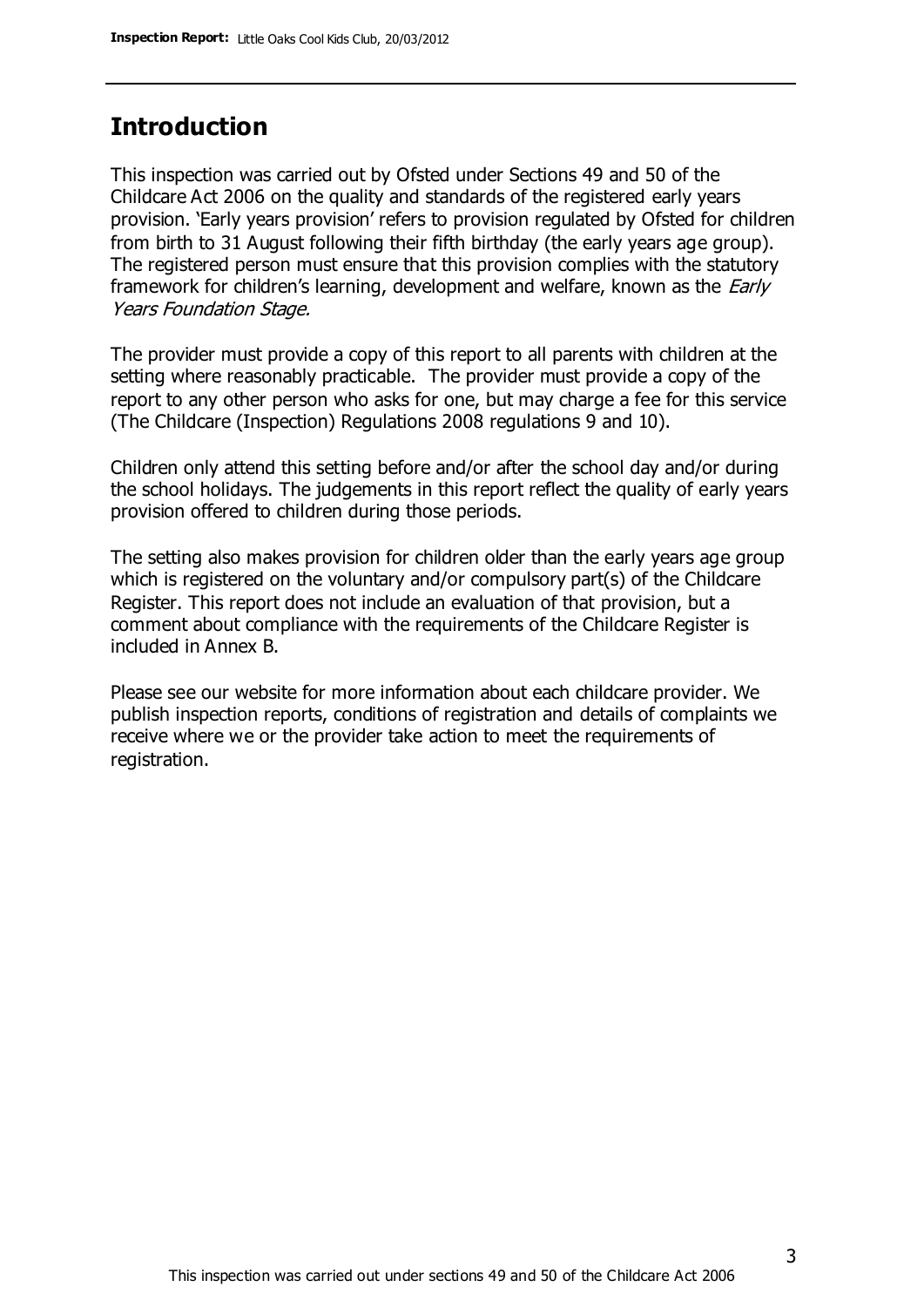## Introduction

This inspection was carried out by Ofsted under Sections 49 and 50 of the Childcare Act 2006 on the quality and standards of the registered early years provision. 'Early years provision' refers to provision regulated by Ofsted for children from birth to 31 August following their fifth birthday (the early years age group). The registered person must ensure that this provision complies with the statutory framework for children's learning, development and welfare, known as the *Early Years Foundation Stage.*

The provider must provide a copy of this report to all parents with children at the setting where reasonably practicable. The provider must provide a copy of the report to any other person who asks for one, but may charge a fee for this service (The Childcare (Inspection) Regulations 2008 regulations 9 and 10).

Children only attend this setting before and/or after the school day and/or during the school holidays. The judgements in this report reflect the quality of early years provision offered to children during those periods.

The setting also makes provision for children older than the early years age group which is registered on the voluntary and/or compulsory part(s) of the Childcare Register. This report does not include an evaluation of that provision, but a comment about compliance with the requirements of the Childcare Register is included in Annex B.

Please see our website for more information about each childcare provider. We publish inspection reports, conditions of registration and details of complaints we receive where we or the provider take action to meet the requirements of registration.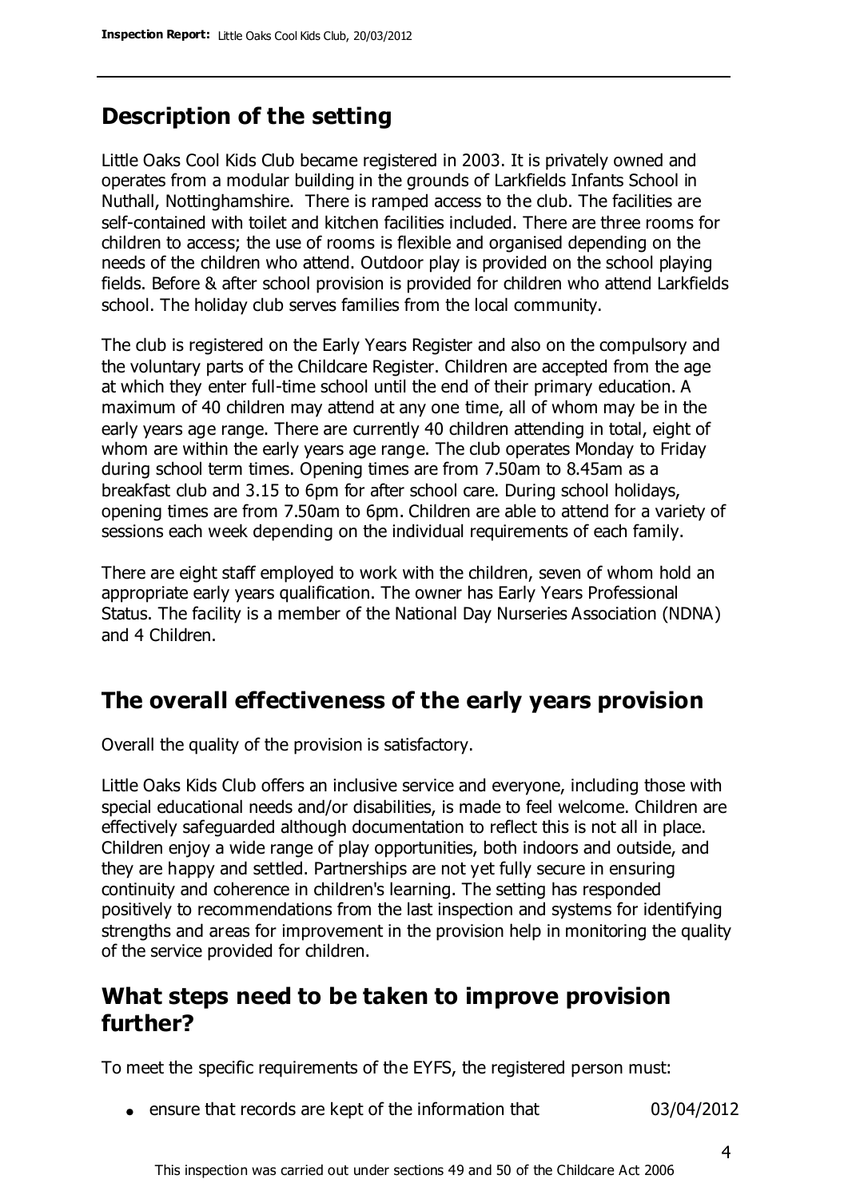## Description of the setting

Little Oaks Cool Kids Club became registered in 2003. It is privately owned and operates from a modular building in the grounds of Larkfields Infants School in Nuthall, Nottinghamshire. There is ramped access to the club. The facilities are self-contained with toilet and kitchen facilities included. There are three rooms for children to access; the use of rooms is flexible and organised depending on the needs of the children who attend. Outdoor play is provided on the school playing fields. Before & after school provision is provided for children who attend Larkfields school. The holiday club serves families from the local community.

The club is registered on the Early Years Register and also on the compulsory and the voluntary parts of the Childcare Register. Children are accepted from the age at which they enter full-time school until the end of their primary education. A maximum of 40 children may attend at any one time, all of whom may be in the early years age range. There are currently 40 children attending in total, eight of whom are within the early years age range. The club operates Monday to Friday during school term times. Opening times are from 7.50am to 8.45am as a breakfast club and 3.15 to 6pm for after school care. During school holidays, opening times are from 7.50am to 6pm. Children are able to attend for a variety of sessions each week depending on the individual requirements of each family.

There are eight staff employed to work with the children, seven of whom hold an appropriate early years qualification. The owner has Early Years Professional Status. The facility is a member of the National Day Nurseries Association (NDNA) and 4 Children.

## The overall effectiveness of the early years provision

Overall the quality of the provision is satisfactory.

Little Oaks Kids Club offers an inclusive service and everyone, including those with special educational needs and/or disabilities, is made to feel welcome. Children are effectively safeguarded although documentation to reflect this is not all in place. Children enjoy a wide range of play opportunities, both indoors and outside, and they are happy and settled. Partnerships are not yet fully secure in ensuring continuity and coherence in children's learning. The setting has responded positively to recommendations from the last inspection and systems for identifying strengths and areas for improvement in the provision help in monitoring the quality of the service provided for children.

## What steps need to be taken to improve provision further?

To meet the specific requirements of the EYFS, the registered person must:

- ensure that records are kept of the information that 03/04/2012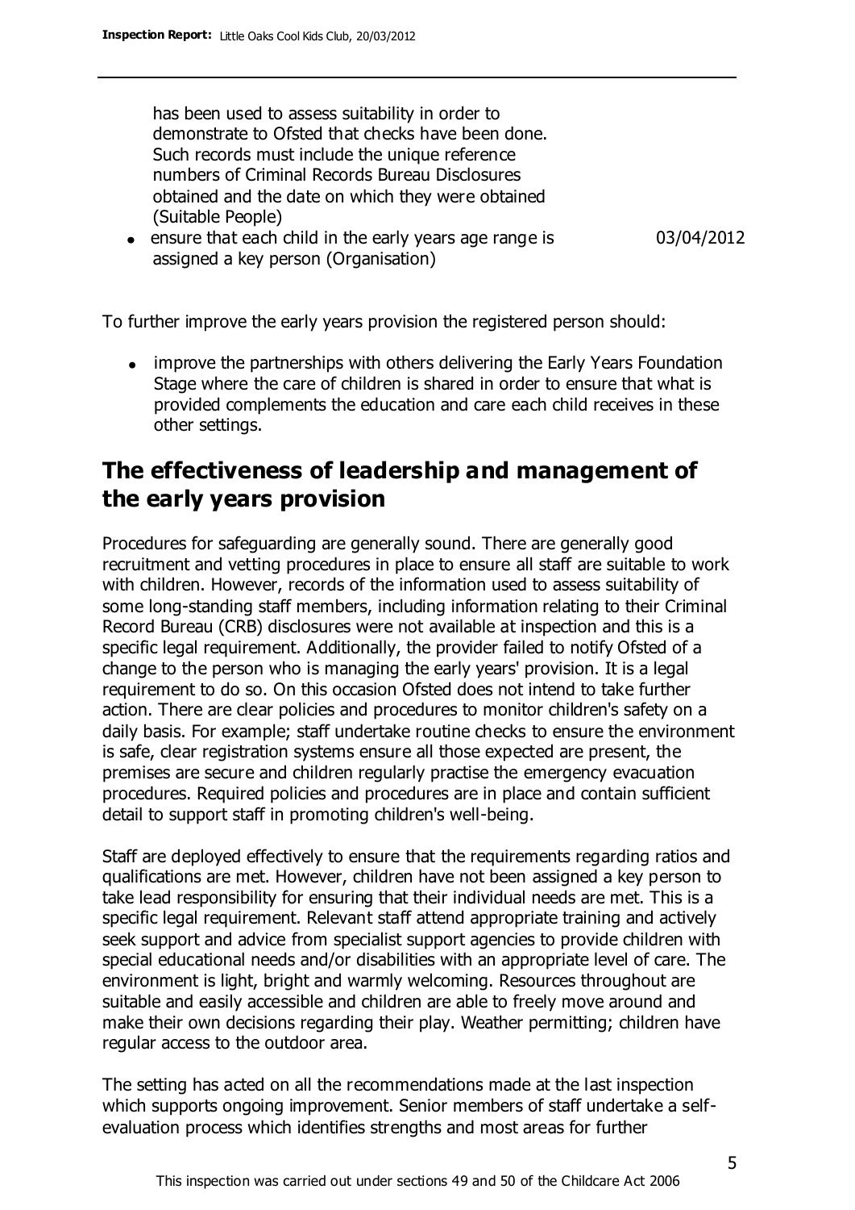has been used to assess suitability in order to demonstrate to Ofsted that checks have been done. Such records must include the unique reference numbers of Criminal Records Bureau Disclosures obtained and the date on which they were obtained (Suitable People)

- ensure that each child in the early years age range is assigned a key person (Organisation) 03/04/2012

To further improve the early years provision the registered person should:

- improve the partnerships with others delivering the Early Years Foundation Stage where the care of children is shared in order to ensure that what is provided complements the education and care each child receives in these other settings.

## The effectiveness of leadership and management of the early years provision

Procedures for safeguarding are generally sound. There are generally good recruitment and vetting procedures in place to ensure all staff are suitable to work with children. However, records of the information used to assess suitability of some long-standing staff members, including information relating to their Criminal Record Bureau (CRB) disclosures were not available at inspection and this is a specific legal requirement. Additionally, the provider failed to notify Ofsted of a change to the person who is managing the early years' provision. It is a legal requirement to do so. On this occasion Ofsted does not intend to take further action. There are clear policies and procedures to monitor children's safety on a daily basis. For example; staff undertake routine checks to ensure the environment is safe, clear registration systems ensure all those expected are present, the premises are secure and children regularly practise the emergency evacuation procedures. Required policies and procedures are in place and contain sufficient detail to support staff in promoting children's well-being.

Staff are deployed effectively to ensure that the requirements regarding ratios and qualifications are met. However, children have not been assigned a key person to take lead responsibility for ensuring that their individual needs are met. This is a specific legal requirement. Relevant staff attend appropriate training and actively seek support and advice from specialist support agencies to provide children with special educational needs and/or disabilities with an appropriate level of care. The environment is light, bright and warmly welcoming. Resources throughout are suitable and easily accessible and children are able to freely move around and make their own decisions regarding their play. Weather permitting; children have regular access to the outdoor area.

The setting has acted on all the recommendations made at the last inspection which supports ongoing improvement. Senior members of staff undertake a self-evaluation process which identifies strengths and most areas for further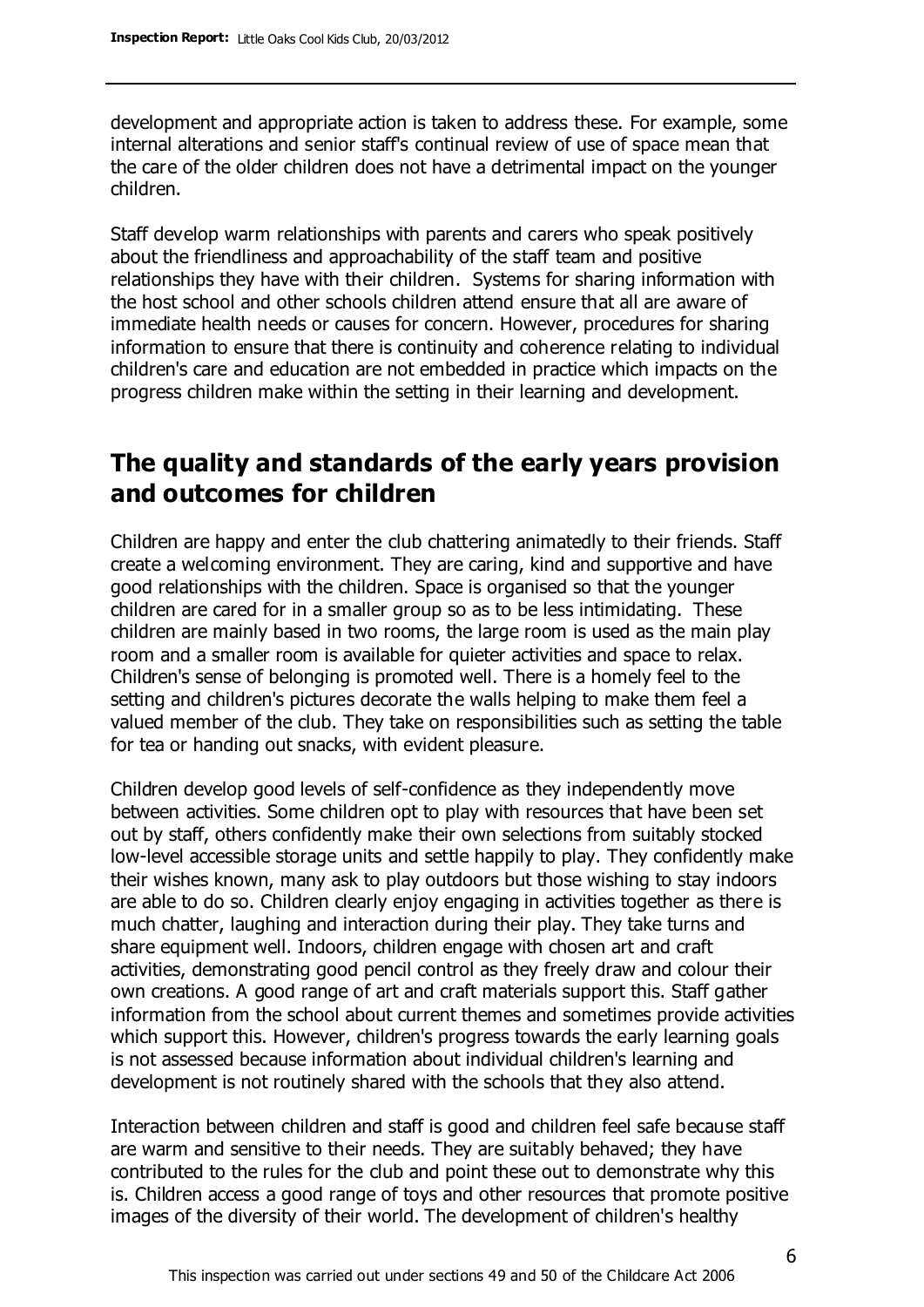development and appropriate action is taken to address these. For example, some internal alterations and senior staff's continual review of use of space mean that the care of the older children does not have a detrimental impact on the younger children.

Staff develop warm relationships with parents and carers who speak positively about the friendliness and approachability of the staff team and positive relationships they have with their children. Systems for sharing information with the host school and other schools children attend ensure that all are aware of immediate health needs or causes for concern. However, procedures for sharing information to ensure that there is continuity and coherence relating to individual children's care and education are not embedded in practice which impacts on the progress children make within the setting in their learning and development.

## The quality and standards of the early years provision and outcomes for children

Children are happy and enter the club chattering animatedly to their friends. Staff create a welcoming environment. They are caring, kind and supportive and have good relationships with the children. Space is organised so that the younger children are cared for in a smaller group so as to be less intimidating. These children are mainly based in two rooms, the large room is used as the main play room and a smaller room is available for quieter activities and space to relax. Children's sense of belonging is promoted well. There is a homely feel to the setting and children's pictures decorate the walls helping to make them feel a valued member of the club. They take on responsibilities such as setting the table for tea or handing out snacks, with evident pleasure.

Children develop good levels of self-confidence as they independently move between activities. Some children opt to play with resources that have been set out by staff, others confidently make their own selections from suitably stocked low-level accessible storage units and settle happily to play. They confidently make their wishes known, many ask to play outdoors but those wishing to stay indoors are able to do so. Children clearly enjoy engaging in activities together as there is much chatter, laughing and interaction during their play. They take turns and share equipment well. Indoors, children engage with chosen art and craft activities, demonstrating good pencil control as they freely draw and colour their own creations. A good range of art and craft materials support this. Staff gather information from the school about current themes and sometimes provide activities which support this. However, children's progress towards the early learning goals is not assessed because information about individual children's learning and development is not routinely shared with the schools that they also attend.

Interaction between children and staff is good and children feel safe because staff are warm and sensitive to their needs. They are suitably behaved; they have contributed to the rules for the club and point these out to demonstrate why this is. Children access a good range of toys and other resources that promote positive images of the diversity of their world. The development of children's healthy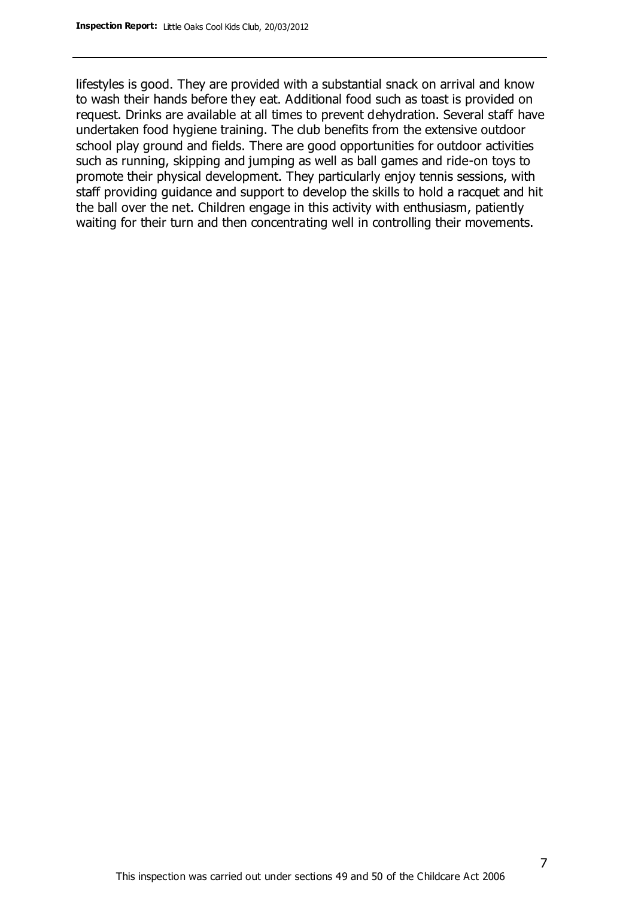lifestyles is good. They are provided with a substantial snack on arrival and know to wash their hands before they eat. Additional food such as toast is provided on request. Drinks are available at all times to prevent dehydration. Several staff have undertaken food hygiene training. The club benefits from the extensive outdoor school play ground and fields. There are good opportunities for outdoor activities such as running, skipping and jumping as well as ball games and ride-on toys to promote their physical development. They particularly enjoy tennis sessions, with staff providing guidance and support to develop the skills to hold a racquet and hit the ball over the net. Children engage in this activity with enthusiasm, patiently waiting for their turn and then concentrating well in controlling their movements.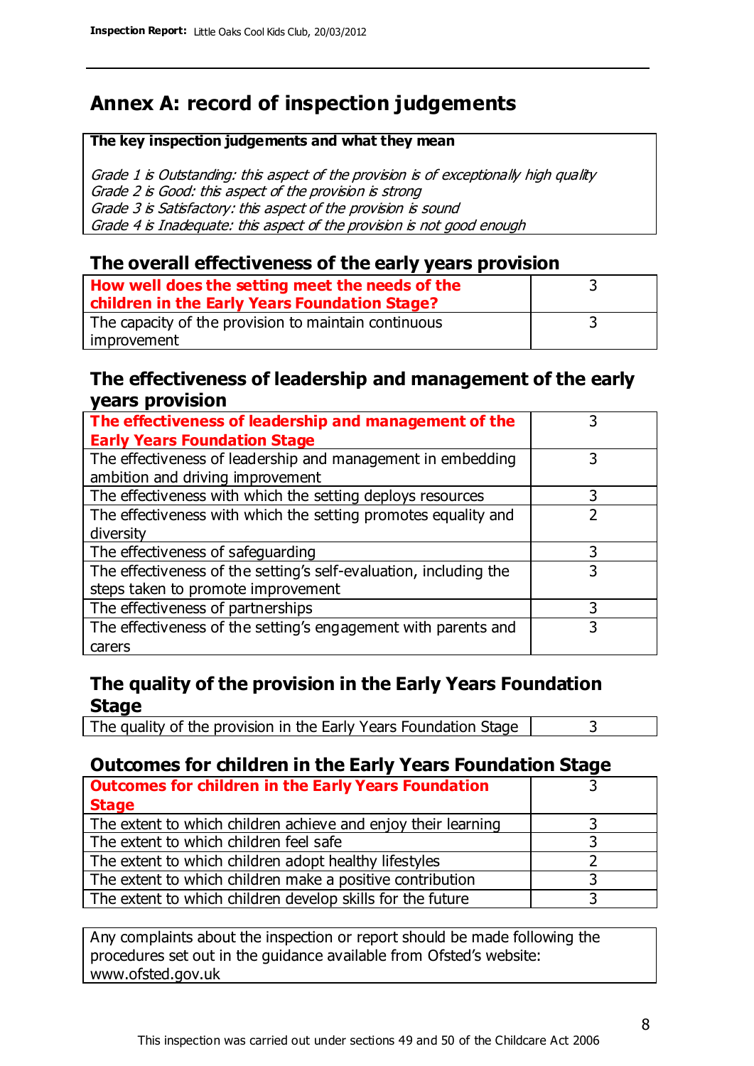# Annex A: record of inspection judgements

**The key inspection judgements and what they mean**

*Grade 1 is Outstanding: this aspect of the provision is of exceptionally high quality*
*Grade 2 is Good: this aspect of the provision is strong*
*Grade 3 is Satisfactory: this aspect of the provision is sound*
*Grade 4 is Inadequate: this aspect of the provision is not good enough*

## The overall effectiveness of the early years provision

| | |
|---|---|
| **How well does the setting meet the needs of the children in the Early Years Foundation Stage?** | 3 |
| The capacity of the provision to maintain continuous improvement | 3 |

## The effectiveness of leadership and management of the early years provision

| | |
|---|---|
| **The effectiveness of leadership and management of the Early Years Foundation Stage** | 3 |
| The effectiveness of leadership and management in embedding ambition and driving improvement | 3 |
| The effectiveness with which the setting deploys resources | 3 |
| The effectiveness with which the setting promotes equality and diversity | 2 |
| The effectiveness of safeguarding | 3 |
| The effectiveness of the setting's self-evaluation, including the steps taken to promote improvement | 3 |
| The effectiveness of partnerships | 3 |
| The effectiveness of the setting's engagement with parents and carers | 3 |

## The quality of the provision in the Early Years Foundation Stage

| | |
|---|---|
| The quality of the provision in the Early Years Foundation Stage | 3 |

## Outcomes for children in the Early Years Foundation Stage

| | |
|---|---|
| **Outcomes for children in the Early Years Foundation Stage** | 3 |
| The extent to which children achieve and enjoy their learning | 3 |
| The extent to which children feel safe | 3 |
| The extent to which children adopt healthy lifestyles | 2 |
| The extent to which children make a positive contribution | 3 |
| The extent to which children develop skills for the future | 3 |

Any complaints about the inspection or report should be made following the procedures set out in the guidance available from Ofsted's website: www.ofsted.gov.uk

This inspection was carried out under sections 49 and 50 of the Childcare Act 2006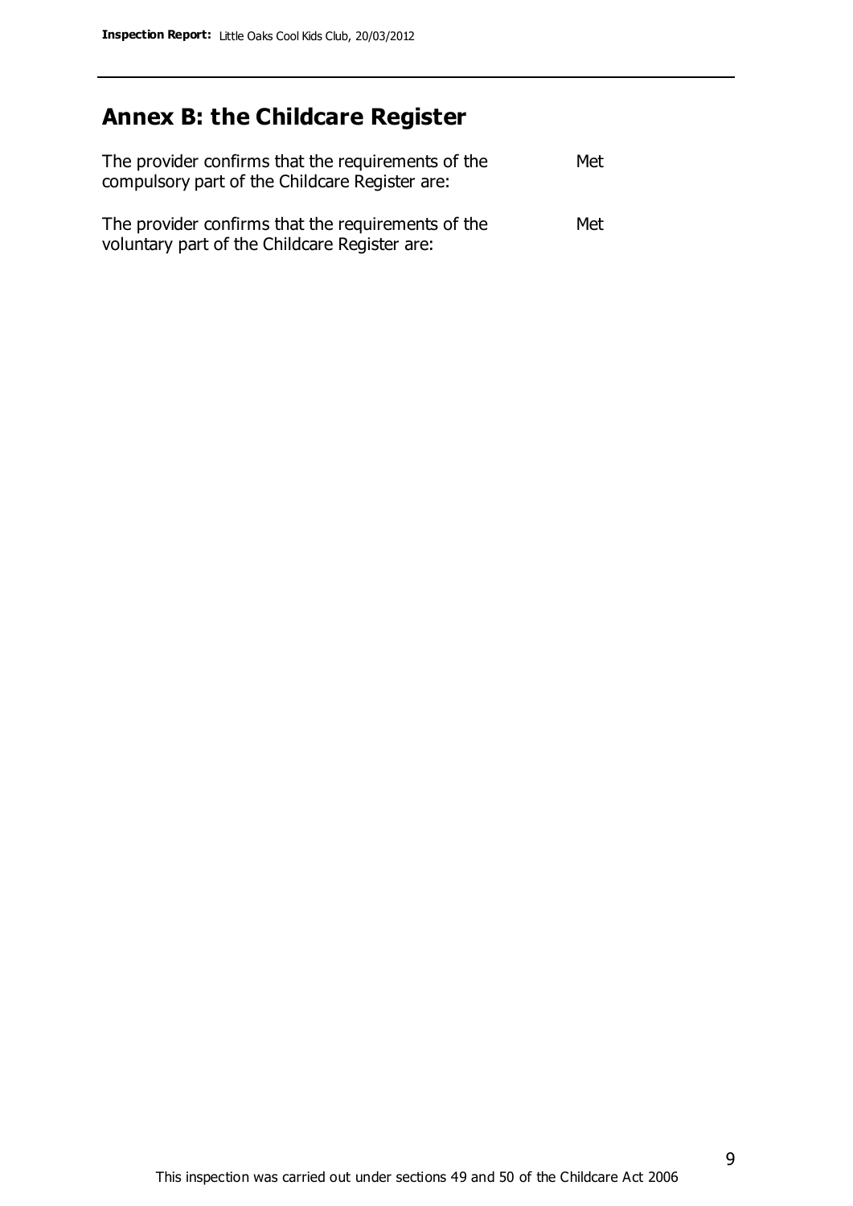## Annex B: the Childcare Register

| | |
|---|---|
| The provider confirms that the requirements of the compulsory part of the Childcare Register are: | Met |
| The provider confirms that the requirements of the voluntary part of the Childcare Register are: | Met |

This inspection was carried out under sections 49 and 50 of the Childcare Act 2006